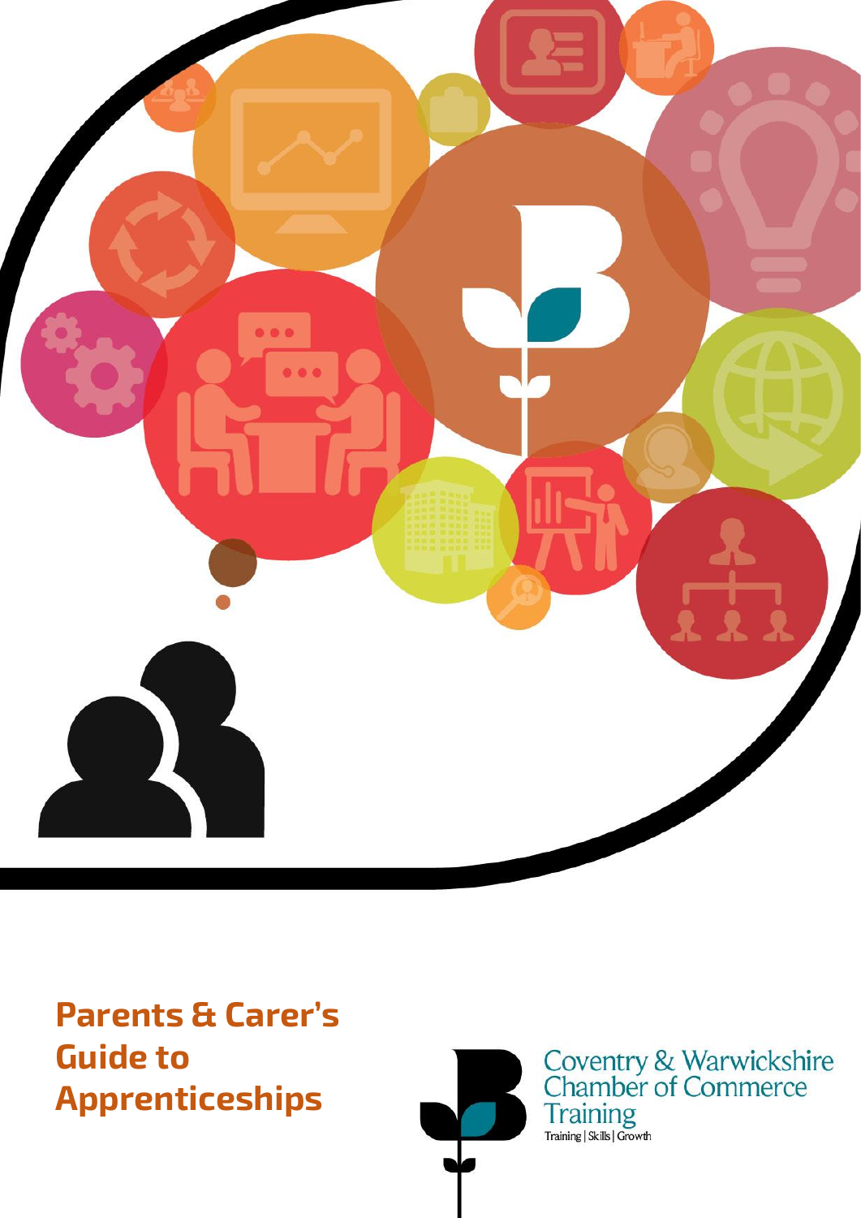# Parents & Carer's Guide to Apprenticeships

Coventry & Warwickshire Chamber of Commerce Training

Training | Skills | Growth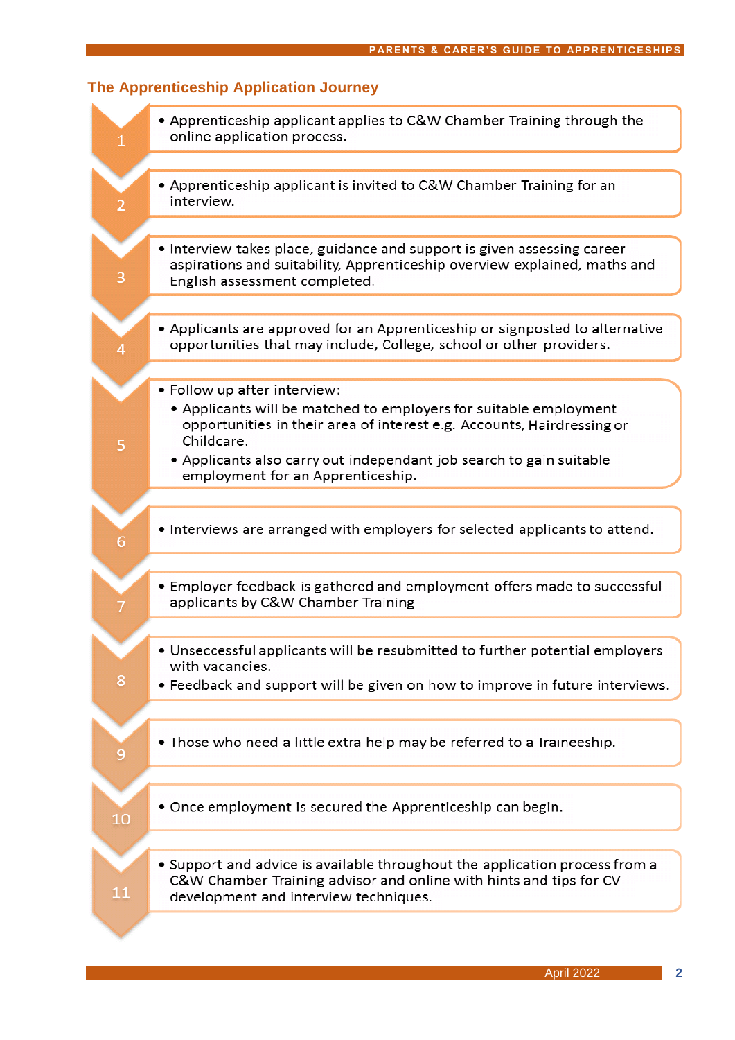## The Apprenticeship Application Journey

1. 
   - Apprenticeship applicant applies to C&W Chamber Training through the online application process.

2. 
   - Apprenticeship applicant is invited to C&W Chamber Training for an interview.

3. 
   - Interview takes place, guidance and support is given assessing career aspirations and suitability, Apprenticeship overview explained, maths and English assessment completed.

4. 
   - Applicants are approved for an Apprenticeship or signposted to alternative opportunities that may include, College, school or other providers.

5. 
   - Follow up after interview:
     - Applicants will be matched to employers for suitable employment opportunities in their area of interest e.g. Accounts, Hairdressing or Childcare.
     - Applicants also carry out independant job search to gain suitable employment for an Apprenticeship.

6. 
   - Interviews are arranged with employers for selected applicants to attend.

7. 
   - Employer feedback is gathered and employment offers made to successful applicants by C&W Chamber Training

8. 
   - Unseccessful applicants will be resubmitted to further potential employers with vacancies.
   - Feedback and support will be given on how to improve in future interviews.

9. 
   - Those who need a little extra help may be referred to a Traineeship.

10. 
    - Once employment is secured the Apprenticeship can begin.

11. 
    - Support and advice is available throughout the application process from a C&W Chamber Training advisor and online with hints and tips for CV development and interview techniques.

April 2022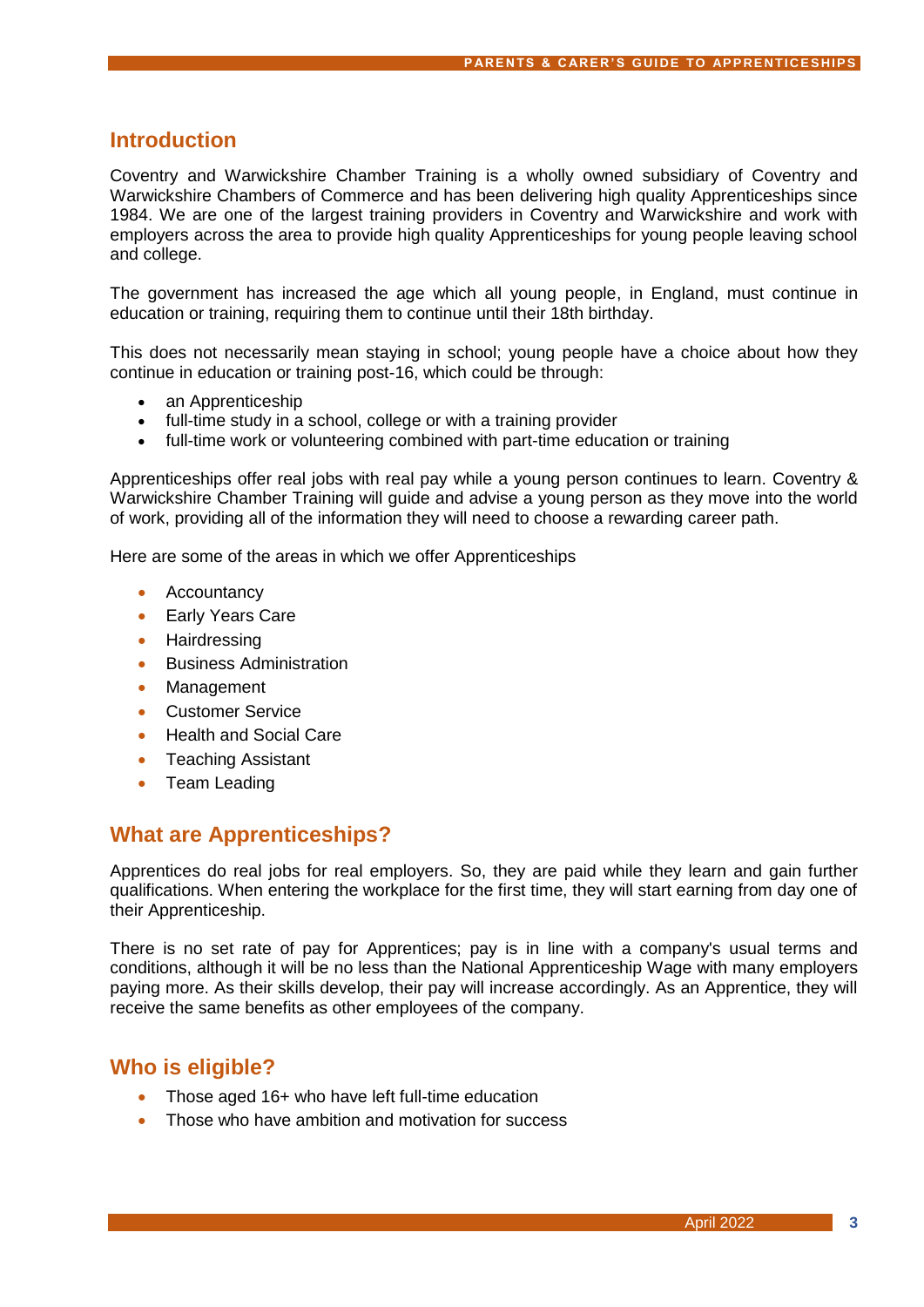## Introduction

Coventry and Warwickshire Chamber Training is a wholly owned subsidiary of Coventry and Warwickshire Chambers of Commerce and has been delivering high quality Apprenticeships since 1984. We are one of the largest training providers in Coventry and Warwickshire and work with employers across the area to provide high quality Apprenticeships for young people leaving school and college.

The government has increased the age which all young people, in England, must continue in education or training, requiring them to continue until their 18th birthday.

This does not necessarily mean staying in school; young people have a choice about how they continue in education or training post-16, which could be through:

- an Apprenticeship
- full-time study in a school, college or with a training provider
- full-time work or volunteering combined with part-time education or training

Apprenticeships offer real jobs with real pay while a young person continues to learn. Coventry & Warwickshire Chamber Training will guide and advise a young person as they move into the world of work, providing all of the information they will need to choose a rewarding career path.

Here are some of the areas in which we offer Apprenticeships

- Accountancy
- Early Years Care
- Hairdressing
- Business Administration
- Management
- Customer Service
- Health and Social Care
- Teaching Assistant
- Team Leading

## What are Apprenticeships?

Apprentices do real jobs for real employers. So, they are paid while they learn and gain further qualifications. When entering the workplace for the first time, they will start earning from day one of their Apprenticeship.

There is no set rate of pay for Apprentices; pay is in line with a company's usual terms and conditions, although it will be no less than the National Apprenticeship Wage with many employers paying more. As their skills develop, their pay will increase accordingly. As an Apprentice, they will receive the same benefits as other employees of the company.

## Who is eligible?

- Those aged 16+ who have left full-time education
- Those who have ambition and motivation for success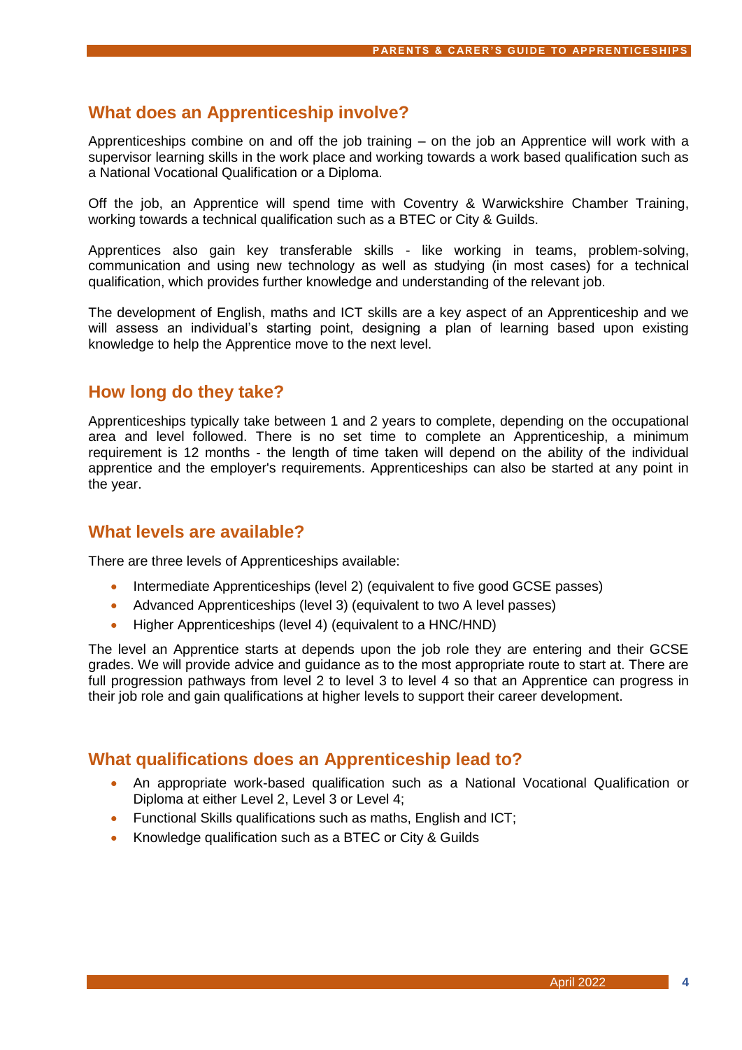## What does an Apprenticeship involve?

Apprenticeships combine on and off the job training – on the job an Apprentice will work with a supervisor learning skills in the work place and working towards a work based qualification such as a National Vocational Qualification or a Diploma.

Off the job, an Apprentice will spend time with Coventry & Warwickshire Chamber Training, working towards a technical qualification such as a BTEC or City & Guilds.

Apprentices also gain key transferable skills - like working in teams, problem-solving, communication and using new technology as well as studying (in most cases) for a technical qualification, which provides further knowledge and understanding of the relevant job.

The development of English, maths and ICT skills are a key aspect of an Apprenticeship and we will assess an individual's starting point, designing a plan of learning based upon existing knowledge to help the Apprentice move to the next level.

## How long do they take?

Apprenticeships typically take between 1 and 2 years to complete, depending on the occupational area and level followed. There is no set time to complete an Apprenticeship, a minimum requirement is 12 months - the length of time taken will depend on the ability of the individual apprentice and the employer's requirements. Apprenticeships can also be started at any point in the year.

## What levels are available?

There are three levels of Apprenticeships available:

- Intermediate Apprenticeships (level 2) (equivalent to five good GCSE passes)
- Advanced Apprenticeships (level 3) (equivalent to two A level passes)
- Higher Apprenticeships (level 4) (equivalent to a HNC/HND)

The level an Apprentice starts at depends upon the job role they are entering and their GCSE grades. We will provide advice and guidance as to the most appropriate route to start at. There are full progression pathways from level 2 to level 3 to level 4 so that an Apprentice can progress in their job role and gain qualifications at higher levels to support their career development.

## What qualifications does an Apprenticeship lead to?

- An appropriate work-based qualification such as a National Vocational Qualification or Diploma at either Level 2, Level 3 or Level 4;
- Functional Skills qualifications such as maths, English and ICT;
- Knowledge qualification such as a BTEC or City & Guilds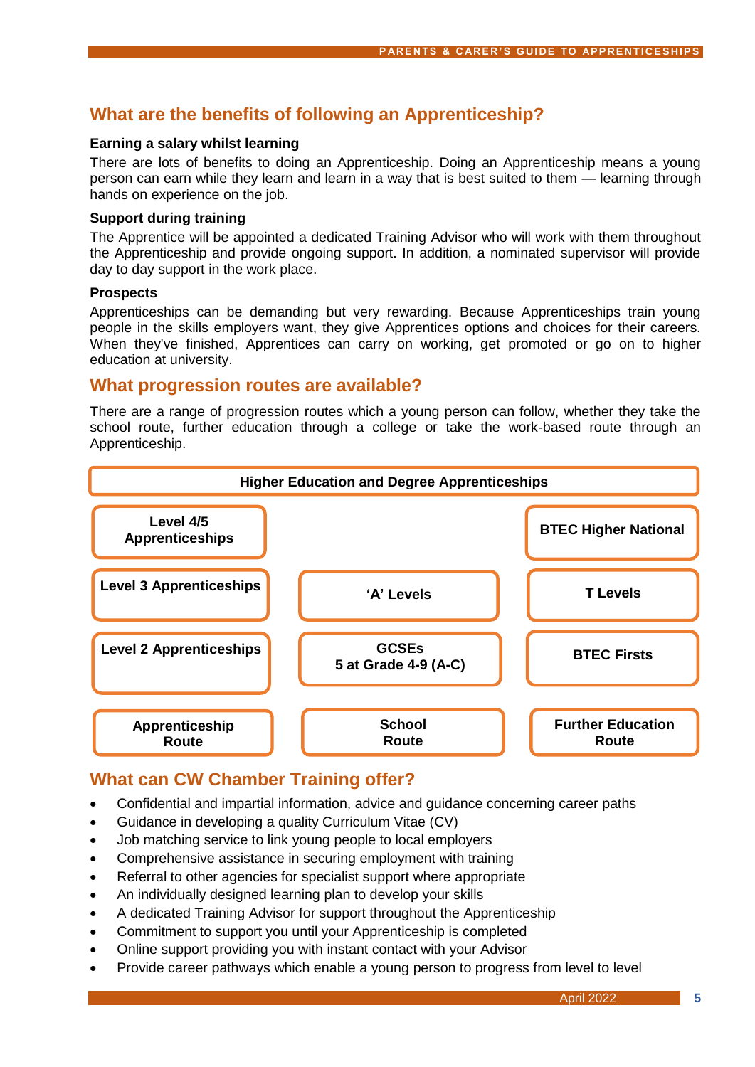## What are the benefits of following an Apprenticeship?

**Earning a salary whilst learning**

There are lots of benefits to doing an Apprenticeship. Doing an Apprenticeship means a young person can earn while they learn and learn in a way that is best suited to them — learning through hands on experience on the job.

**Support during training**

The Apprentice will be appointed a dedicated Training Advisor who will work with them throughout the Apprenticeship and provide ongoing support. In addition, a nominated supervisor will provide day to day support in the work place.

**Prospects**

Apprenticeships can be demanding but very rewarding. Because Apprenticeships train young people in the skills employers want, they give Apprentices options and choices for their careers. When they've finished, Apprentices can carry on working, get promoted or go on to higher education at university.

## What progression routes are available?

There are a range of progression routes which a young person can follow, whether they take the school route, further education through a college or take the work-based route through an Apprenticeship.

| Higher Education and Degree Apprenticeships | | |
|---|---|---|
| **Level 4/5 Apprenticeships** | | **BTEC Higher National** |
| **Level 3 Apprenticeships** | **'A' Levels** | **T Levels** |
| **Level 2 Apprenticeships** | **GCSEs 5 at Grade 4-9 (A-C)** | **BTEC Firsts** |
| **Apprenticeship Route** | **School Route** | **Further Education Route** |

## What can CW Chamber Training offer?

- Confidential and impartial information, advice and guidance concerning career paths
- Guidance in developing a quality Curriculum Vitae (CV)
- Job matching service to link young people to local employers
- Comprehensive assistance in securing employment with training
- Referral to other agencies for specialist support where appropriate
- An individually designed learning plan to develop your skills
- A dedicated Training Advisor for support throughout the Apprenticeship
- Commitment to support you until your Apprenticeship is completed
- Online support providing you with instant contact with your Advisor
- Provide career pathways which enable a young person to progress from level to level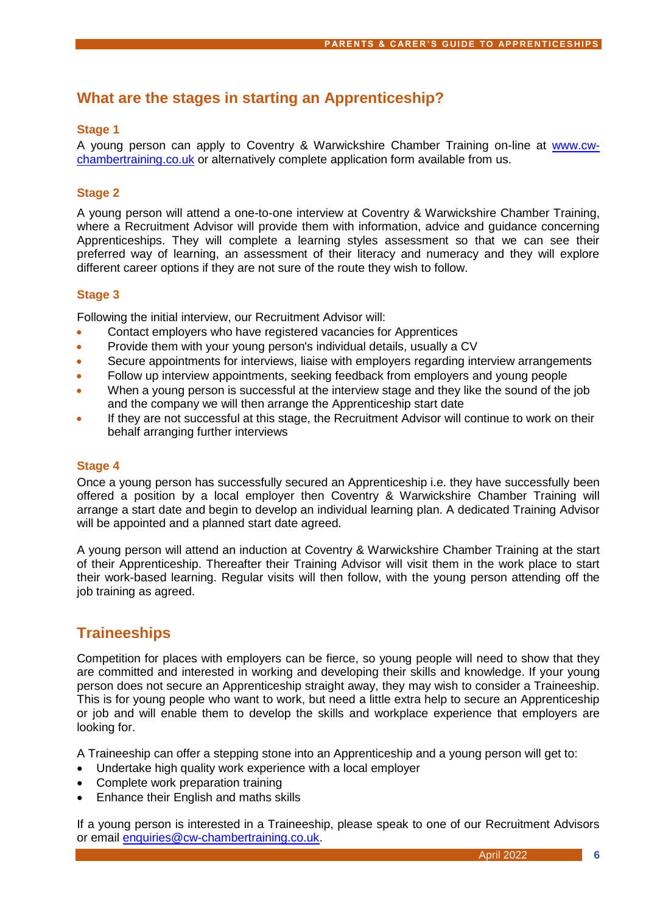## What are the stages in starting an Apprenticeship?

### Stage 1

A young person can apply to Coventry & Warwickshire Chamber Training on-line at www.cw-chambertraining.co.uk or alternatively complete application form available from us.

### Stage 2

A young person will attend a one-to-one interview at Coventry & Warwickshire Chamber Training, where a Recruitment Advisor will provide them with information, advice and guidance concerning Apprenticeships. They will complete a learning styles assessment so that we can see their preferred way of learning, an assessment of their literacy and numeracy and they will explore different career options if they are not sure of the route they wish to follow.

### Stage 3

Following the initial interview, our Recruitment Advisor will:

- Contact employers who have registered vacancies for Apprentices
- Provide them with your young person's individual details, usually a CV
- Secure appointments for interviews, liaise with employers regarding interview arrangements
- Follow up interview appointments, seeking feedback from employers and young people
- When a young person is successful at the interview stage and they like the sound of the job and the company we will then arrange the Apprenticeship start date
- If they are not successful at this stage, the Recruitment Advisor will continue to work on their behalf arranging further interviews

### Stage 4

Once a young person has successfully secured an Apprenticeship i.e. they have successfully been offered a position by a local employer then Coventry & Warwickshire Chamber Training will arrange a start date and begin to develop an individual learning plan. A dedicated Training Advisor will be appointed and a planned start date agreed.

A young person will attend an induction at Coventry & Warwickshire Chamber Training at the start of their Apprenticeship. Thereafter their Training Advisor will visit them in the work place to start their work-based learning. Regular visits will then follow, with the young person attending off the job training as agreed.

## Traineeships

Competition for places with employers can be fierce, so young people will need to show that they are committed and interested in working and developing their skills and knowledge. If your young person does not secure an Apprenticeship straight away, they may wish to consider a Traineeship. This is for young people who want to work, but need a little extra help to secure an Apprenticeship or job and will enable them to develop the skills and workplace experience that employers are looking for.

A Traineeship can offer a stepping stone into an Apprenticeship and a young person will get to:

- Undertake high quality work experience with a local employer
- Complete work preparation training
- Enhance their English and maths skills

If a young person is interested in a Traineeship, please speak to one of our Recruitment Advisors or email enquiries@cw-chambertraining.co.uk.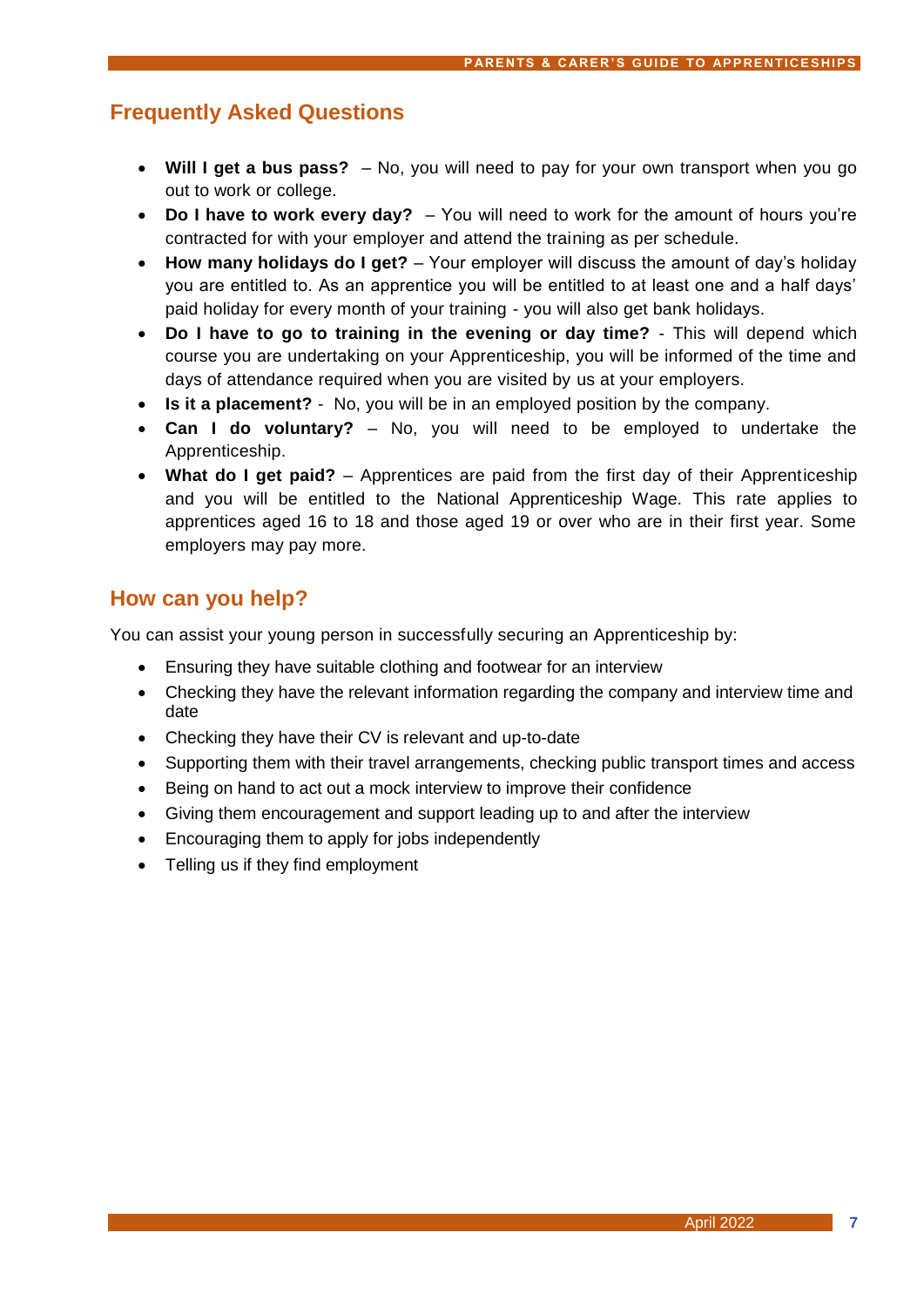## Frequently Asked Questions

- **Will I get a bus pass?** – No, you will need to pay for your own transport when you go out to work or college.
- **Do I have to work every day?** – You will need to work for the amount of hours you're contracted for with your employer and attend the training as per schedule.
- **How many holidays do I get?** – Your employer will discuss the amount of day's holiday you are entitled to. As an apprentice you will be entitled to at least one and a half days' paid holiday for every month of your training - you will also get bank holidays.
- **Do I have to go to training in the evening or day time?** - This will depend which course you are undertaking on your Apprenticeship, you will be informed of the time and days of attendance required when you are visited by us at your employers.
- **Is it a placement?** - No, you will be in an employed position by the company.
- **Can I do voluntary?** – No, you will need to be employed to undertake the Apprenticeship.
- **What do I get paid?** – Apprentices are paid from the first day of their Apprenticeship and you will be entitled to the National Apprenticeship Wage. This rate applies to apprentices aged 16 to 18 and those aged 19 or over who are in their first year. Some employers may pay more.

## How can you help?

You can assist your young person in successfully securing an Apprenticeship by:

- Ensuring they have suitable clothing and footwear for an interview
- Checking they have the relevant information regarding the company and interview time and date
- Checking they have their CV is relevant and up-to-date
- Supporting them with their travel arrangements, checking public transport times and access
- Being on hand to act out a mock interview to improve their confidence
- Giving them encouragement and support leading up to and after the interview
- Encouraging them to apply for jobs independently
- Telling us if they find employment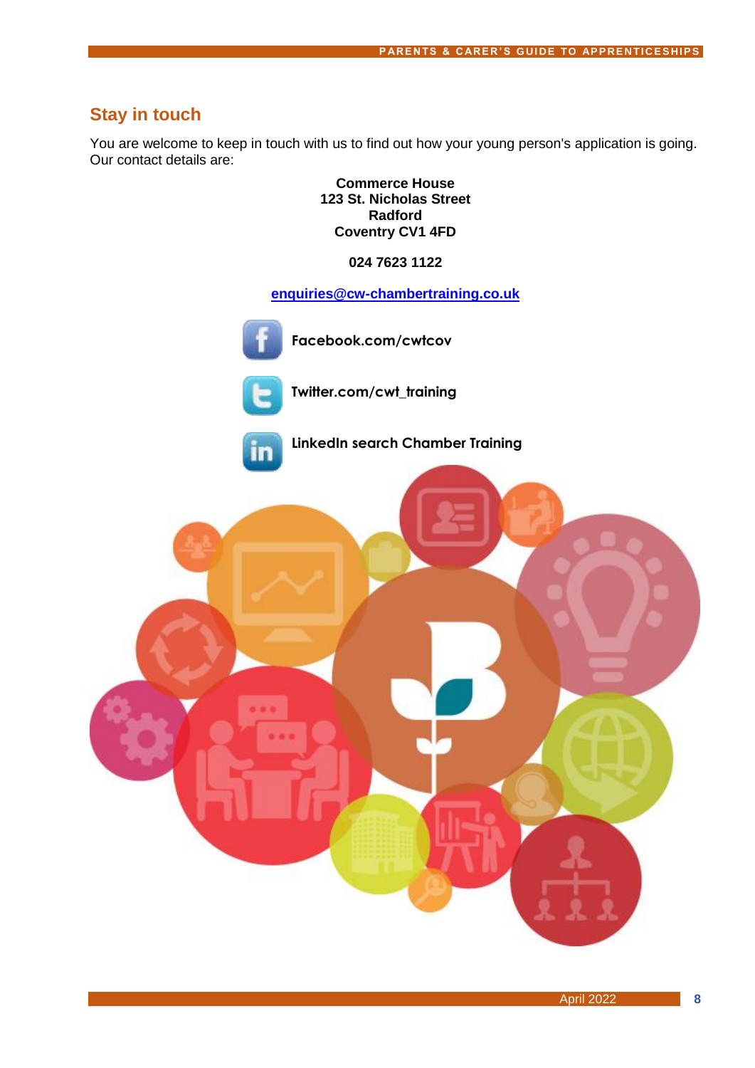## Stay in touch

You are welcome to keep in touch with us to find out how your young person's application is going. Our contact details are:

**Commerce House**
**123 St. Nicholas Street**
**Radford**
**Coventry CV1 4FD**

**024 7623 1122**

**enquiries@cw-chambertraining.co.uk**

**Facebook.com/cwtcov**

**Twitter.com/cwt_training**

**LinkedIn search Chamber Training**